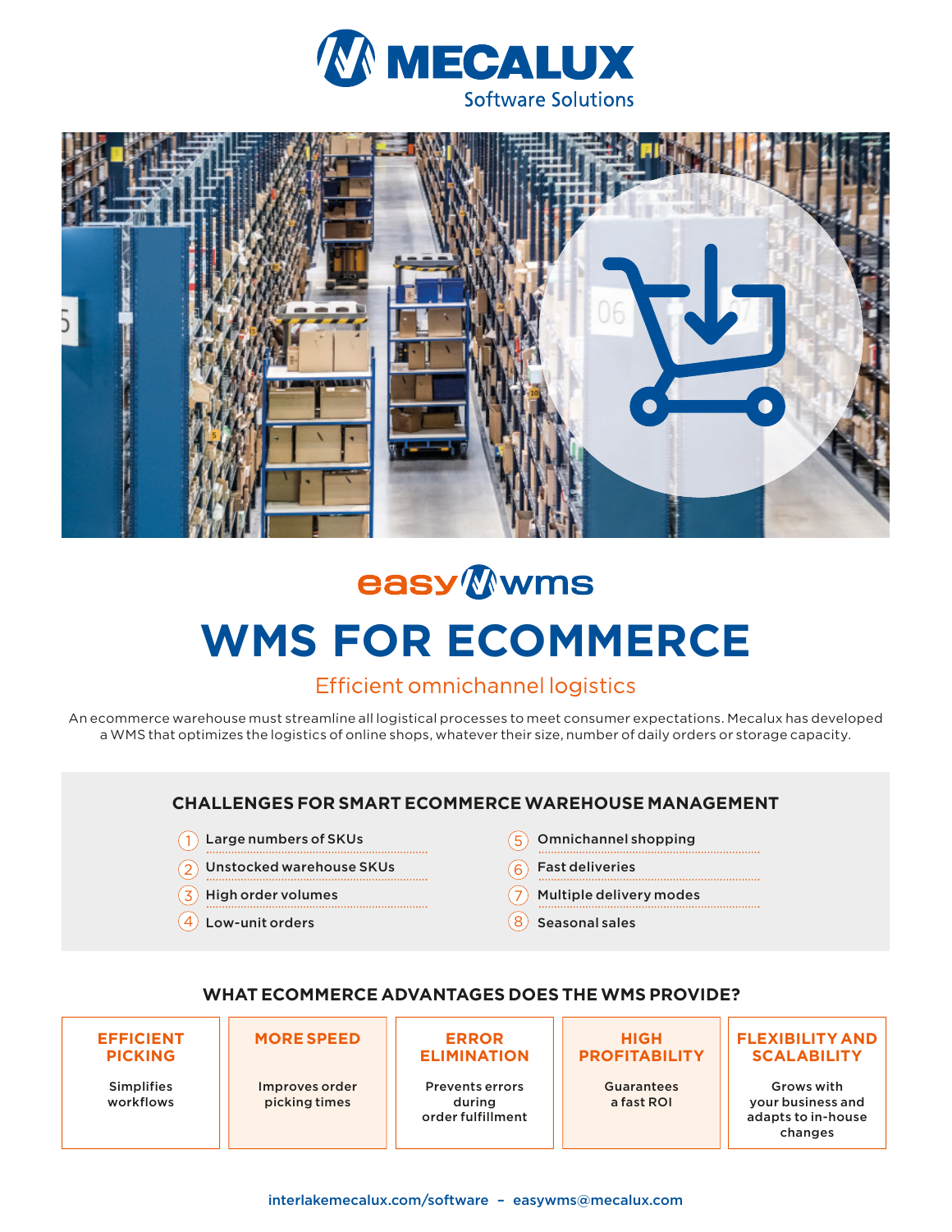MECALUX
Software Solutions

easy wms

# WMS FOR ECOMMERCE

## Efficient omnichannel logistics

An ecommerce warehouse must streamline all logistical processes to meet consumer expectations. Mecalux has developed a WMS that optimizes the logistics of online shops, whatever their size, number of daily orders or storage capacity.

### CHALLENGES FOR SMART ECOMMERCE WAREHOUSE MANAGEMENT

1. Large numbers of SKUs
2. Unstocked warehouse SKUs
3. High order volumes
4. Low-unit orders
5. Omnichannel shopping
6. Fast deliveries
7. Multiple delivery modes
8. Seasonal sales

### WHAT ECOMMERCE ADVANTAGES DOES THE WMS PROVIDE?

**EFFICIENT PICKING**

Simplifies workflows

**MORE SPEED**

Improves order picking times

**ERROR ELIMINATION**

Prevents errors during order fulfillment

**HIGH PROFITABILITY**

Guarantees a fast ROI

**FLEXIBILITY AND SCALABILITY**

Grows with your business and adapts to in-house changes

interlakemecalux.com/software – easywms@mecalux.com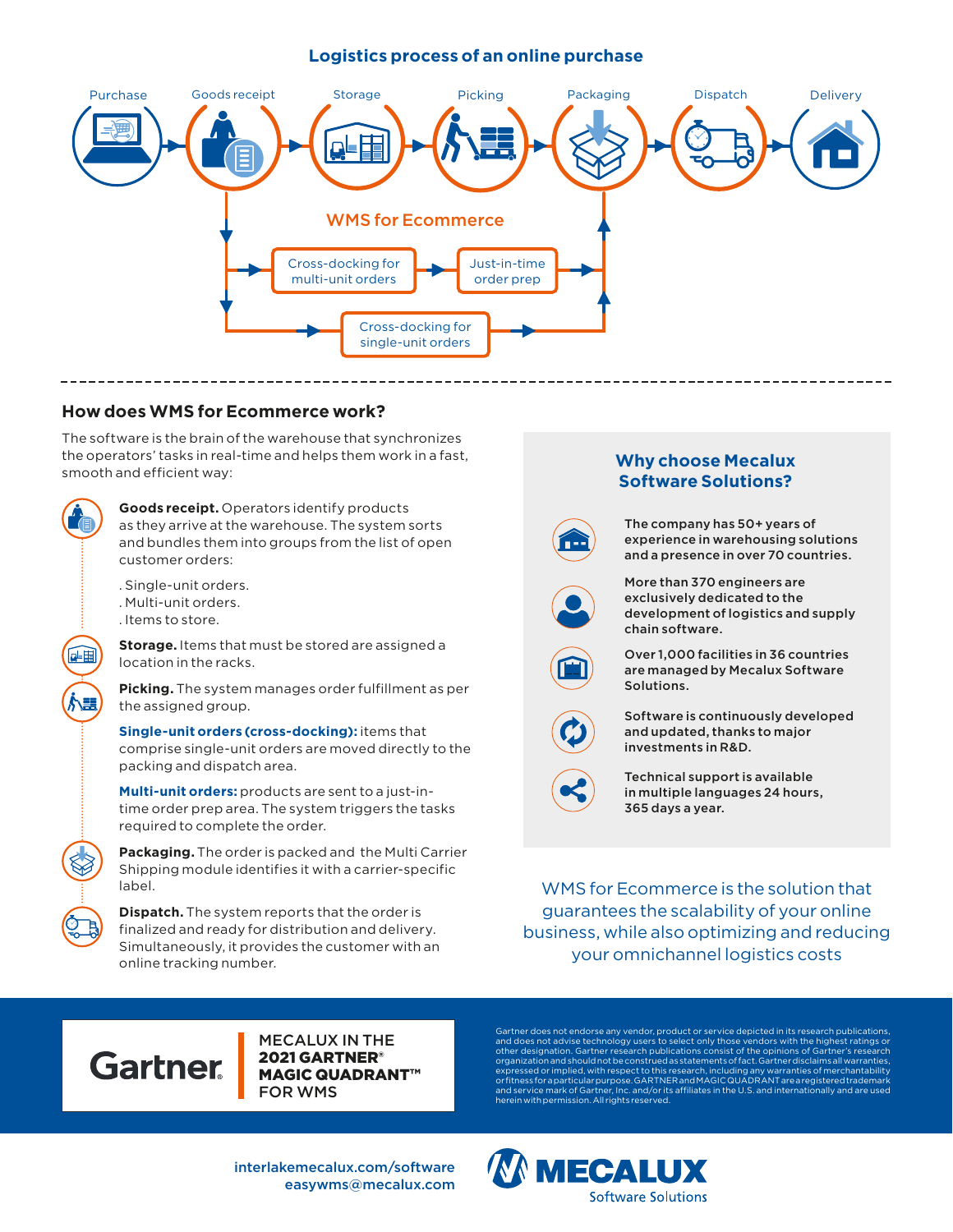## Logistics process of an online purchase

Purchase
Goods receipt
Storage
Picking
Packaging
Dispatch
Delivery

WMS for Ecommerce

Cross-docking for multi-unit orders
Just-in-time order prep
Cross-docking for single-unit orders

## How does WMS for Ecommerce work?

The software is the brain of the warehouse that synchronizes the operators' tasks in real-time and helps them work in a fast, smooth and efficient way:

**Goods receipt.** Operators identify products as they arrive at the warehouse. The system sorts and bundles them into groups from the list of open customer orders:

. Single-unit orders.
. Multi-unit orders.
. Items to store.

**Storage.** Items that must be stored are assigned a location in the racks.

**Picking.** The system manages order fulfillment as per the assigned group.

**Single-unit orders (cross-docking):** items that comprise single-unit orders are moved directly to the packing and dispatch area.

**Multi-unit orders:** products are sent to a just-in-time order prep area. The system triggers the tasks required to complete the order.

**Packaging.** The order is packed and the Multi Carrier Shipping module identifies it with a carrier-specific label.

**Dispatch.** The system reports that the order is finalized and ready for distribution and delivery. Simultaneously, it provides the customer with an online tracking number.

## Why choose Mecalux Software Solutions?

The company has 50+ years of experience in warehousing solutions and a presence in over 70 countries.

More than 370 engineers are exclusively dedicated to the development of logistics and supply chain software.

Over 1,000 facilities in 36 countries are managed by Mecalux Software Solutions.

Software is continuously developed and updated, thanks to major investments in R&D.

Technical support is available in multiple languages 24 hours, 365 days a year.

WMS for Ecommerce is the solution that guarantees the scalability of your online business, while also optimizing and reducing your omnichannel logistics costs

Gartner

MECALUX IN THE **2021 GARTNER® MAGIC QUADRANT™** FOR WMS

Gartner does not endorse any vendor, product or service depicted in its research publications, and does not advise technology users to select only those vendors with the highest ratings or other designation. Gartner research publications consist of the opinions of Gartner's research organization and should not be construed as statements of fact. Gartner disclaims all warranties, expressed or implied, with respect to this research, including any warranties of merchantability or fitness for a particular purpose. GARTNER and MAGIC QUADRANT are a registered trademark and service mark of Gartner, Inc. and/or its affiliates in the U.S. and internationally and are used herein with permission. All rights reserved.

interlakemecalux.com/software
easywms@mecalux.com

MECALUX Software Solutions